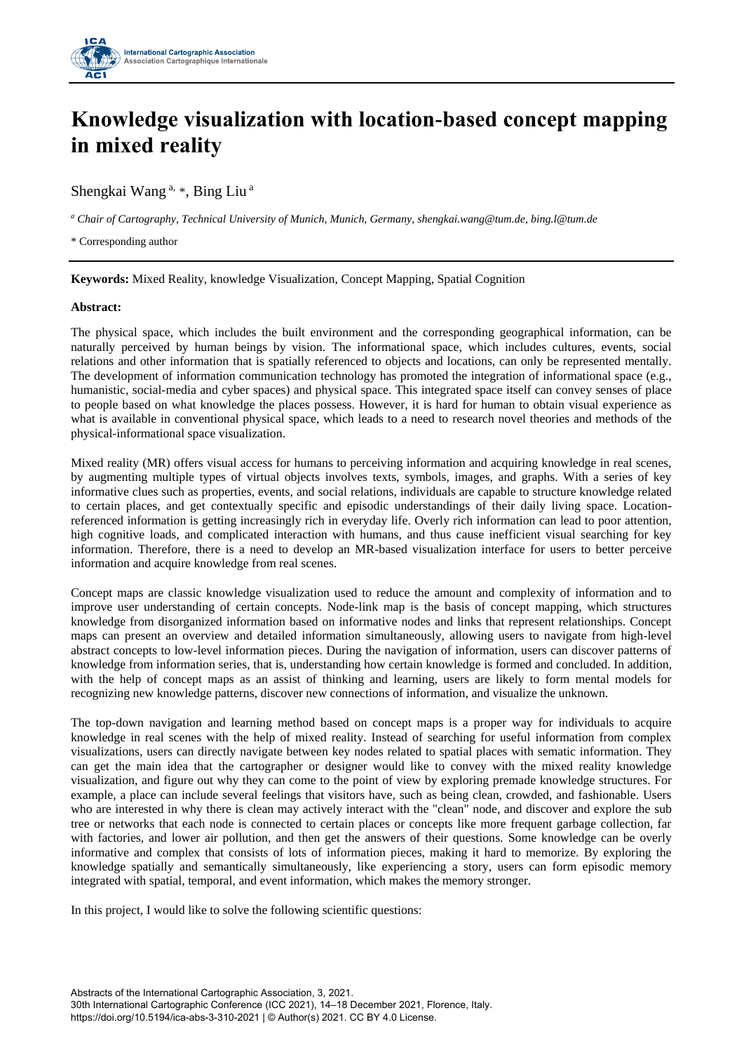# Knowledge visualization with location-based concept mapping in mixed reality

Shengkai Wang [a, *], Bing Liu [a]

[a] *Chair of Cartography, Technical University of Munich, Munich, Germany, shengkai.wang@tum.de, bing.l@tum.de*

* Corresponding author

**Keywords:** Mixed Reality, knowledge Visualization, Concept Mapping, Spatial Cognition

**Abstract:**

The physical space, which includes the built environment and the corresponding geographical information, can be naturally perceived by human beings by vision. The informational space, which includes cultures, events, social relations and other information that is spatially referenced to objects and locations, can only be represented mentally. The development of information communication technology has promoted the integration of informational space (e.g., humanistic, social-media and cyber spaces) and physical space. This integrated space itself can convey senses of place to people based on what knowledge the places possess. However, it is hard for human to obtain visual experience as what is available in conventional physical space, which leads to a need to research novel theories and methods of the physical-informational space visualization.

Mixed reality (MR) offers visual access for humans to perceiving information and acquiring knowledge in real scenes, by augmenting multiple types of virtual objects involves texts, symbols, images, and graphs. With a series of key informative clues such as properties, events, and social relations, individuals are capable to structure knowledge related to certain places, and get contextually specific and episodic understandings of their daily living space. Location-referenced information is getting increasingly rich in everyday life. Overly rich information can lead to poor attention, high cognitive loads, and complicated interaction with humans, and thus cause inefficient visual searching for key information. Therefore, there is a need to develop an MR-based visualization interface for users to better perceive information and acquire knowledge from real scenes.

Concept maps are classic knowledge visualization used to reduce the amount and complexity of information and to improve user understanding of certain concepts. Node-link map is the basis of concept mapping, which structures knowledge from disorganized information based on informative nodes and links that represent relationships. Concept maps can present an overview and detailed information simultaneously, allowing users to navigate from high-level abstract concepts to low-level information pieces. During the navigation of information, users can discover patterns of knowledge from information series, that is, understanding how certain knowledge is formed and concluded. In addition, with the help of concept maps as an assist of thinking and learning, users are likely to form mental models for recognizing new knowledge patterns, discover new connections of information, and visualize the unknown.

The top-down navigation and learning method based on concept maps is a proper way for individuals to acquire knowledge in real scenes with the help of mixed reality. Instead of searching for useful information from complex visualizations, users can directly navigate between key nodes related to spatial places with sematic information. They can get the main idea that the cartographer or designer would like to convey with the mixed reality knowledge visualization, and figure out why they can come to the point of view by exploring premade knowledge structures. For example, a place can include several feelings that visitors have, such as being clean, crowded, and fashionable. Users who are interested in why there is clean may actively interact with the "clean" node, and discover and explore the sub tree or networks that each node is connected to certain places or concepts like more frequent garbage collection, far with factories, and lower air pollution, and then get the answers of their questions. Some knowledge can be overly informative and complex that consists of lots of information pieces, making it hard to memorize. By exploring the knowledge spatially and semantically simultaneously, like experiencing a story, users can form episodic memory integrated with spatial, temporal, and event information, which makes the memory stronger.

In this project, I would like to solve the following scientific questions: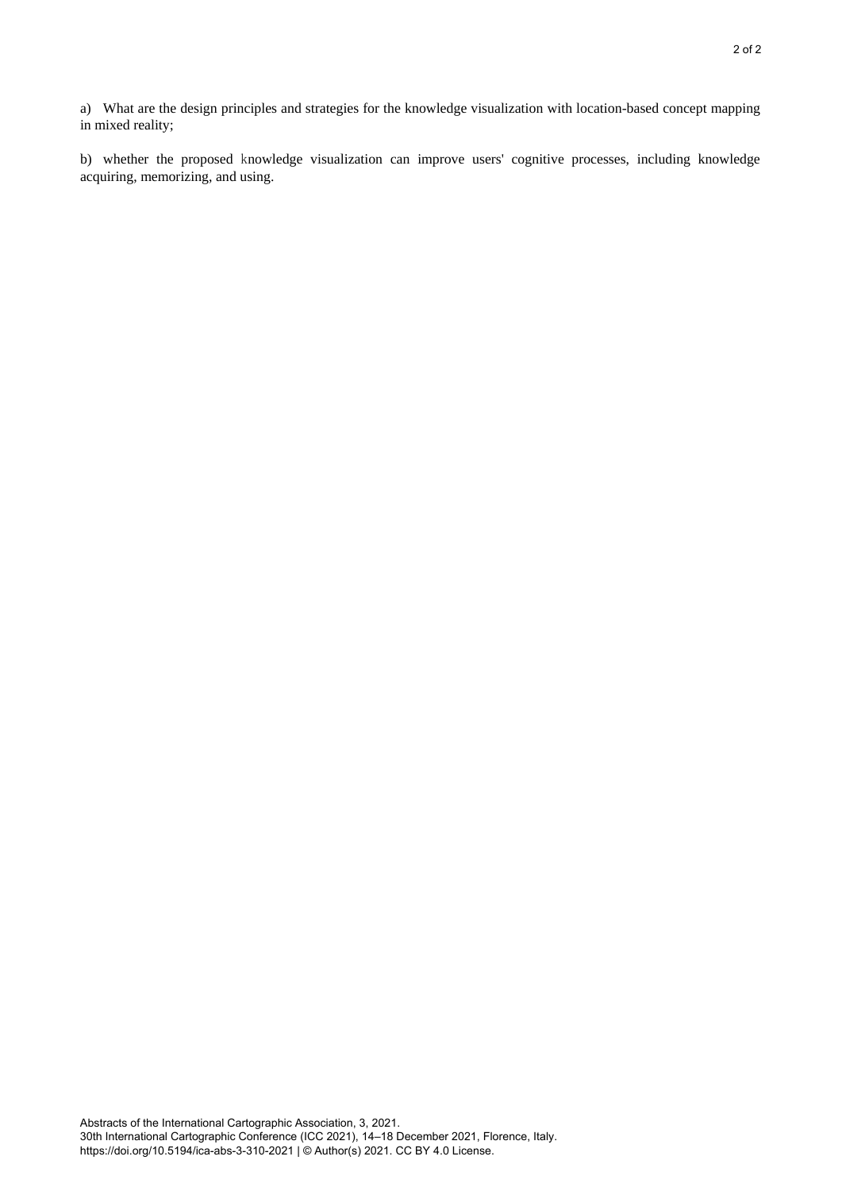a) What are the design principles and strategies for the knowledge visualization with location-based concept mapping in mixed reality;

b) whether the proposed knowledge visualization can improve users' cognitive processes, including knowledge acquiring, memorizing, and using.